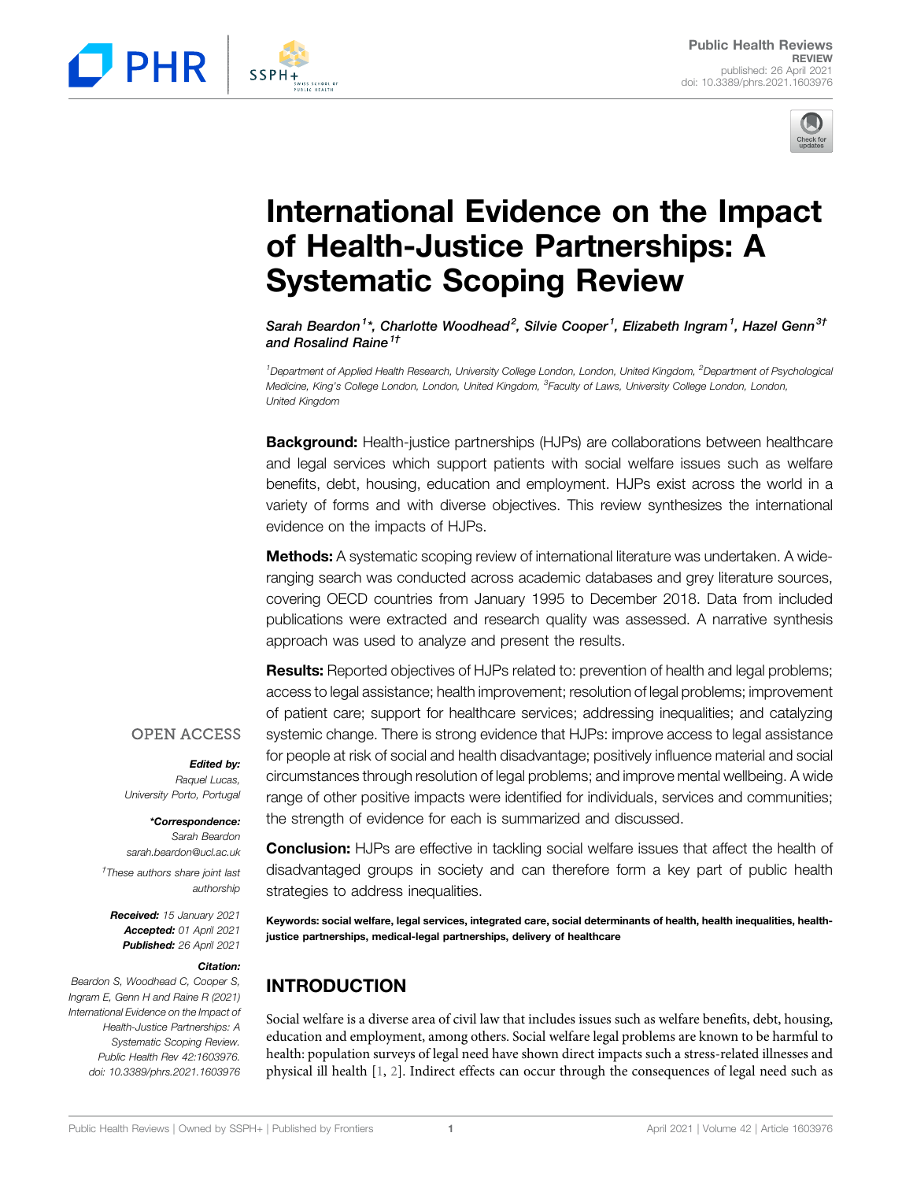# International Evidence on the Impact of Health-Justice Partnerships: A Systematic Scoping Review

*Sarah Beardon[1]\*, Charlotte Woodhead[2], Silvie Cooper[1], Elizabeth Ingram[1], Hazel Genn[3†] and Rosalind Raine[1†]*

[1]Department of Applied Health Research, University College London, London, United Kingdom, [2]Department of Psychological Medicine, King's College London, London, United Kingdom, [3]Faculty of Laws, University College London, London, United Kingdom

OPEN ACCESS

***Edited by:***
Raquel Lucas,
University Porto, Portugal

***\*Correspondence:***
Sarah Beardon
sarah.beardon@ucl.ac.uk

†These authors share joint last authorship

***Received:*** 15 January 2021
***Accepted:*** 01 April 2021
***Published:*** 26 April 2021

***Citation:***
Beardon S, Woodhead C, Cooper S, Ingram E, Genn H and Raine R (2021) International Evidence on the Impact of Health-Justice Partnerships: A Systematic Scoping Review. Public Health Rev 42:1603976. doi: 10.3389/phrs.2021.1603976

**Background:** Health-justice partnerships (HJPs) are collaborations between healthcare and legal services which support patients with social welfare issues such as welfare benefits, debt, housing, education and employment. HJPs exist across the world in a variety of forms and with diverse objectives. This review synthesizes the international evidence on the impacts of HJPs.

**Methods:** A systematic scoping review of international literature was undertaken. A wide-ranging search was conducted across academic databases and grey literature sources, covering OECD countries from January 1995 to December 2018. Data from included publications were extracted and research quality was assessed. A narrative synthesis approach was used to analyze and present the results.

**Results:** Reported objectives of HJPs related to: prevention of health and legal problems; access to legal assistance; health improvement; resolution of legal problems; improvement of patient care; support for healthcare services; addressing inequalities; and catalyzing systemic change. There is strong evidence that HJPs: improve access to legal assistance for people at risk of social and health disadvantage; positively influence material and social circumstances through resolution of legal problems; and improve mental wellbeing. A wide range of other positive impacts were identified for individuals, services and communities; the strength of evidence for each is summarized and discussed.

**Conclusion:** HJPs are effective in tackling social welfare issues that affect the health of disadvantaged groups in society and can therefore form a key part of public health strategies to address inequalities.

**Keywords: social welfare, legal services, integrated care, social determinants of health, health inequalities, health-justice partnerships, medical-legal partnerships, delivery of healthcare**

## INTRODUCTION

Social welfare is a diverse area of civil law that includes issues such as welfare benefits, debt, housing, education and employment, among others. Social welfare legal problems are known to be harmful to health: population surveys of legal need have shown direct impacts such a stress-related illnesses and physical ill health [1, 2]. Indirect effects can occur through the consequences of legal need such as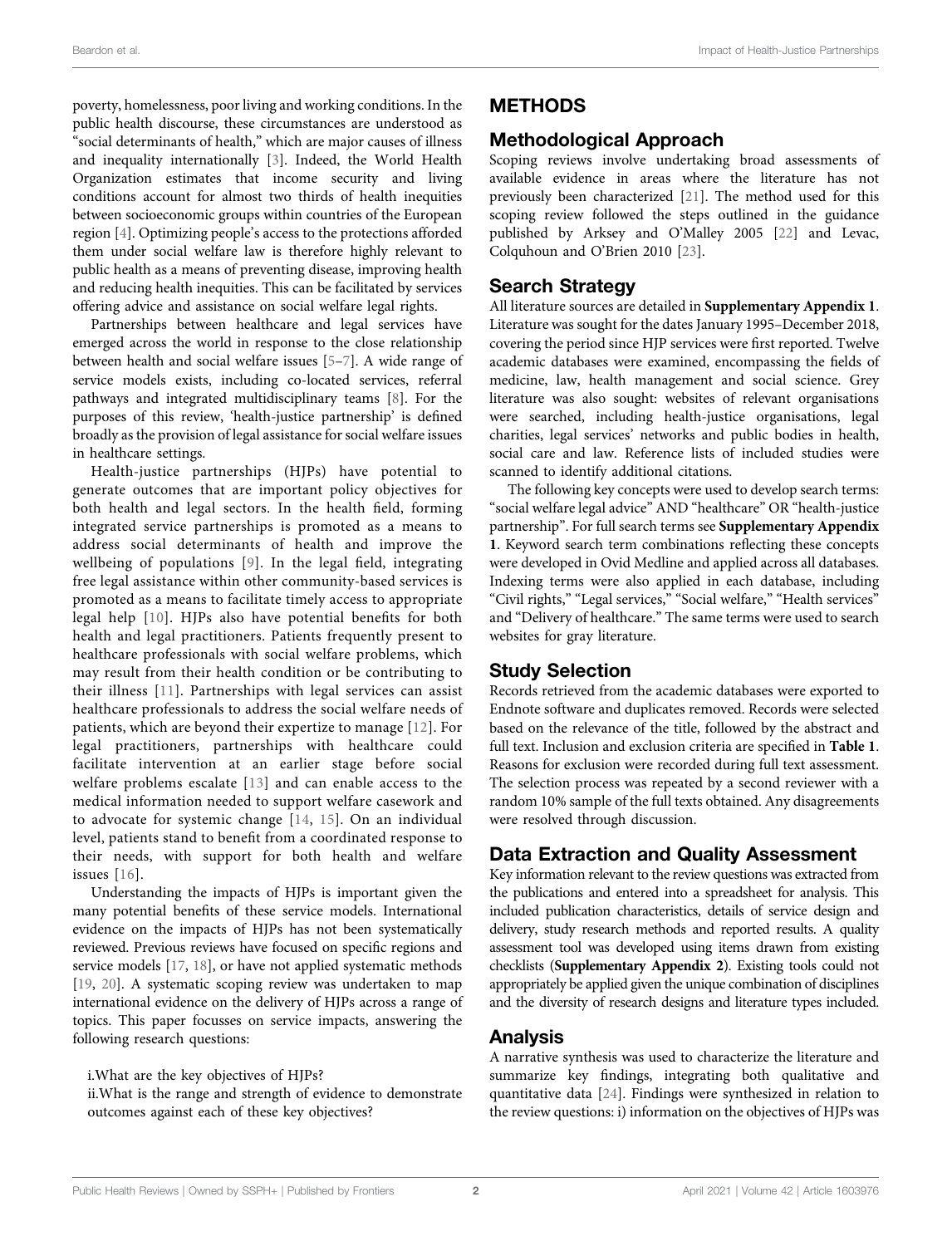poverty, homelessness, poor living and working conditions. In the public health discourse, these circumstances are understood as "social determinants of health," which are major causes of illness and inequality internationally [3]. Indeed, the World Health Organization estimates that income security and living conditions account for almost two thirds of health inequities between socioeconomic groups within countries of the European region [4]. Optimizing people's access to the protections afforded them under social welfare law is therefore highly relevant to public health as a means of preventing disease, improving health and reducing health inequities. This can be facilitated by services offering advice and assistance on social welfare legal rights.

Partnerships between healthcare and legal services have emerged across the world in response to the close relationship between health and social welfare issues [5–7]. A wide range of service models exists, including co-located services, referral pathways and integrated multidisciplinary teams [8]. For the purposes of this review, 'health-justice partnership' is defined broadly as the provision of legal assistance for social welfare issues in healthcare settings.

Health-justice partnerships (HJPs) have potential to generate outcomes that are important policy objectives for both health and legal sectors. In the health field, forming integrated service partnerships is promoted as a means to address social determinants of health and improve the wellbeing of populations [9]. In the legal field, integrating free legal assistance within other community-based services is promoted as a means to facilitate timely access to appropriate legal help [10]. HJPs also have potential benefits for both health and legal practitioners. Patients frequently present to healthcare professionals with social welfare problems, which may result from their health condition or be contributing to their illness [11]. Partnerships with legal services can assist healthcare professionals to address the social welfare needs of patients, which are beyond their expertize to manage [12]. For legal practitioners, partnerships with healthcare could facilitate intervention at an earlier stage before social welfare problems escalate [13] and can enable access to the medical information needed to support welfare casework and to advocate for systemic change [14, 15]. On an individual level, patients stand to benefit from a coordinated response to their needs, with support for both health and welfare issues [16].

Understanding the impacts of HJPs is important given the many potential benefits of these service models. International evidence on the impacts of HJPs has not been systematically reviewed. Previous reviews have focused on specific regions and service models [17, 18], or have not applied systematic methods [19, 20]. A systematic scoping review was undertaken to map international evidence on the delivery of HJPs across a range of topics. This paper focusses on service impacts, answering the following research questions:

i. What are the key objectives of HJPs?
ii. What is the range and strength of evidence to demonstrate outcomes against each of these key objectives?

## METHODS

### Methodological Approach

Scoping reviews involve undertaking broad assessments of available evidence in areas where the literature has not previously been characterized [21]. The method used for this scoping review followed the steps outlined in the guidance published by Arksey and O'Malley 2005 [22] and Levac, Colquhoun and O'Brien 2010 [23].

### Search Strategy

All literature sources are detailed in **Supplementary Appendix 1**. Literature was sought for the dates January 1995–December 2018, covering the period since HJP services were first reported. Twelve academic databases were examined, encompassing the fields of medicine, law, health management and social science. Grey literature was also sought: websites of relevant organisations were searched, including health-justice organisations, legal charities, legal services' networks and public bodies in health, social care and law. Reference lists of included studies were scanned to identify additional citations.

The following key concepts were used to develop search terms: "social welfare legal advice" AND "healthcare" OR "health-justice partnership". For full search terms see **Supplementary Appendix 1**. Keyword search term combinations reflecting these concepts were developed in Ovid Medline and applied across all databases. Indexing terms were also applied in each database, including "Civil rights," "Legal services," "Social welfare," "Health services" and "Delivery of healthcare." The same terms were used to search websites for gray literature.

### Study Selection

Records retrieved from the academic databases were exported to Endnote software and duplicates removed. Records were selected based on the relevance of the title, followed by the abstract and full text. Inclusion and exclusion criteria are specified in **Table 1**. Reasons for exclusion were recorded during full text assessment. The selection process was repeated by a second reviewer with a random 10% sample of the full texts obtained. Any disagreements were resolved through discussion.

### Data Extraction and Quality Assessment

Key information relevant to the review questions was extracted from the publications and entered into a spreadsheet for analysis. This included publication characteristics, details of service design and delivery, study research methods and reported results. A quality assessment tool was developed using items drawn from existing checklists (**Supplementary Appendix 2**). Existing tools could not appropriately be applied given the unique combination of disciplines and the diversity of research designs and literature types included.

### Analysis

A narrative synthesis was used to characterize the literature and summarize key findings, integrating both qualitative and quantitative data [24]. Findings were synthesized in relation to the review questions: i) information on the objectives of HJPs was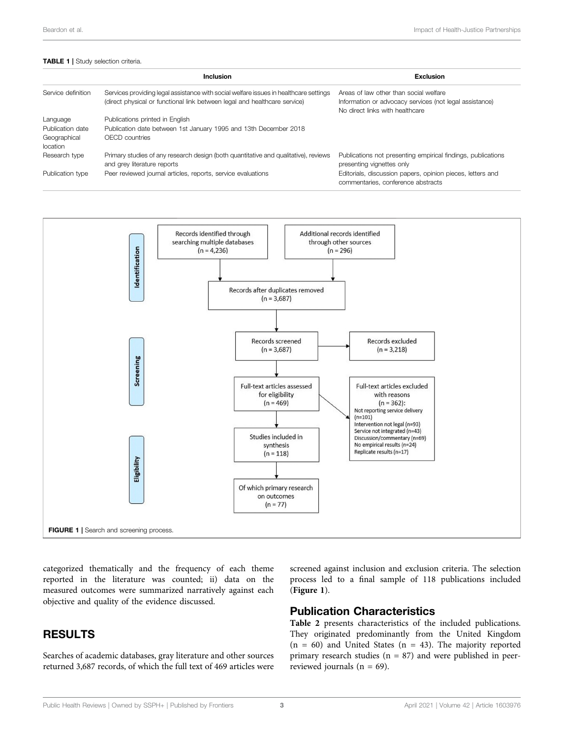**TABLE 1** | Study selection criteria.

| | Inclusion | Exclusion |
|---|---|---|
| Service definition | Services providing legal assistance with social welfare issues in healthcare settings (direct physical or functional link between legal and healthcare service) | Areas of law other than social welfare<br>Information or advocacy services (not legal assistance)<br>No direct links with healthcare |
| Language | Publications printed in English | |
| Publication date | Publication date between 1st January 1995 and 13th December 2018 | |
| Geographical location | OECD countries | |
| Research type | Primary studies of any research design (both quantitative and qualitative), reviews and grey literature reports | Publications not presenting empirical findings, publications presenting vignettes only |
| Publication type | Peer reviewed journal articles, reports, service evaluations | Editorials, discussion papers, opinion pieces, letters and commentaries, conference abstracts |

**Identification**

- Records identified through searching multiple databases (n = 4,236)
- Additional records identified through other sources (n = 296)
- Records after duplicates removed (n = 3,687)

**Screening**

- Records screened (n = 3,687) → Records excluded (n = 3,218)
- Full-text articles assessed for eligibility (n = 469) → Full-text articles excluded with reasons (n = 362):
  - Not reporting service delivery (n=101)
  - Intervention not legal (n=93)
  - Service not integrated (n=43)
  - Discussion/commentary (n=69)
  - No empirical results (n=24)
  - Replicate results (n=17)

**Eligibility**

- Studies included in synthesis (n = 118)
- Of which primary research on outcomes (n = 77)

**FIGURE 1** | Search and screening process.

categorized thematically and the frequency of each theme reported in the literature was counted; ii) data on the measured outcomes were summarized narratively against each objective and quality of the evidence discussed.

## RESULTS

Searches of academic databases, gray literature and other sources returned 3,687 records, of which the full text of 469 articles were screened against inclusion and exclusion criteria. The selection process led to a final sample of 118 publications included (**Figure 1**).

### Publication Characteristics

**Table 2** presents characteristics of the included publications. They originated predominantly from the United Kingdom (n = 60) and United States (n = 43). The majority reported primary research studies (n = 87) and were published in peer-reviewed journals (n = 69).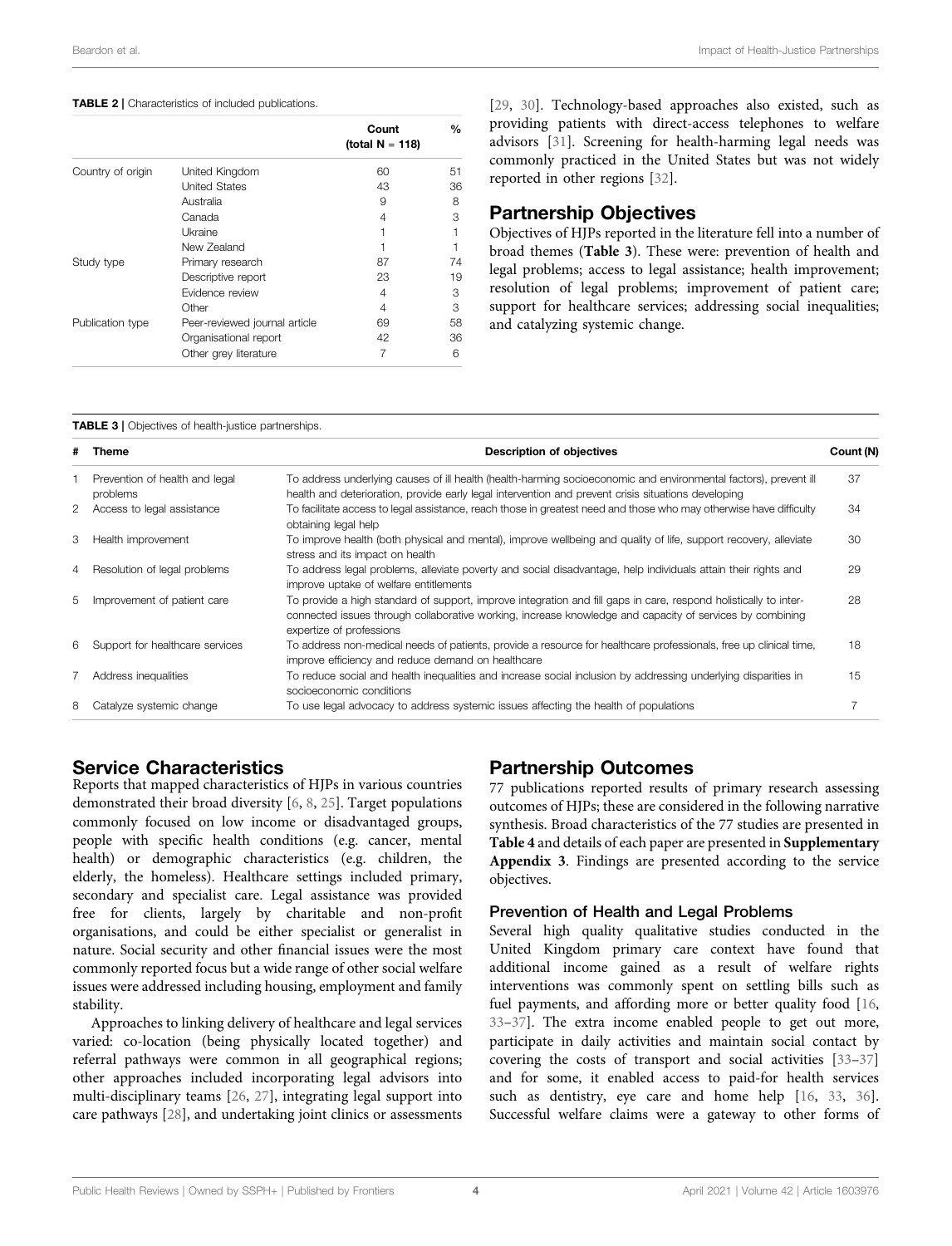**TABLE 2** | Characteristics of included publications.

| | | Count (total N = 118) | % |
|---|---|---|---|
| Country of origin | United Kingdom | 60 | 51 |
| | United States | 43 | 36 |
| | Australia | 9 | 8 |
| | Canada | 4 | 3 |
| | Ukraine | 1 | 1 |
| | New Zealand | 1 | 1 |
| Study type | Primary research | 87 | 74 |
| | Descriptive report | 23 | 19 |
| | Evidence review | 4 | 3 |
| | Other | 4 | 3 |
| Publication type | Peer-reviewed journal article | 69 | 58 |
| | Organisational report | 42 | 36 |
| | Other grey literature | 7 | 6 |

[29, 30]. Technology-based approaches also existed, such as providing patients with direct-access telephones to welfare advisors [31]. Screening for health-harming legal needs was commonly practiced in the United States but was not widely reported in other regions [32].

## Partnership Objectives

Objectives of HJPs reported in the literature fell into a number of broad themes (**Table 3**). These were: prevention of health and legal problems; access to legal assistance; health improvement; resolution of legal problems; improvement of patient care; support for healthcare services; addressing social inequalities; and catalyzing systemic change.

**TABLE 3** | Objectives of health-justice partnerships.

| # | Theme | Description of objectives | Count (N) |
|---|---|---|---|
| 1 | Prevention of health and legal problems | To address underlying causes of ill health (health-harming socioeconomic and environmental factors), prevent ill health and deterioration, provide early legal intervention and prevent crisis situations developing | 37 |
| 2 | Access to legal assistance | To facilitate access to legal assistance, reach those in greatest need and those who may otherwise have difficulty obtaining legal help | 34 |
| 3 | Health improvement | To improve health (both physical and mental), improve wellbeing and quality of life, support recovery, alleviate stress and its impact on health | 30 |
| 4 | Resolution of legal problems | To address legal problems, alleviate poverty and social disadvantage, help individuals attain their rights and improve uptake of welfare entitlements | 29 |
| 5 | Improvement of patient care | To provide a high standard of support, improve integration and fill gaps in care, respond holistically to inter-connected issues through collaborative working, increase knowledge and capacity of services by combining expertize of professions | 28 |
| 6 | Support for healthcare services | To address non-medical needs of patients, provide a resource for healthcare professionals, free up clinical time, improve efficiency and reduce demand on healthcare | 18 |
| 7 | Address inequalities | To reduce social and health inequalities and increase social inclusion by addressing underlying disparities in socioeconomic conditions | 15 |
| 8 | Catalyze systemic change | To use legal advocacy to address systemic issues affecting the health of populations | 7 |

## Service Characteristics

Reports that mapped characteristics of HJPs in various countries demonstrated their broad diversity [6, 8, 25]. Target populations commonly focused on low income or disadvantaged groups, people with specific health conditions (e.g. cancer, mental health) or demographic characteristics (e.g. children, the elderly, the homeless). Healthcare settings included primary, secondary and specialist care. Legal assistance was provided free for clients, largely by charitable and non-profit organisations, and could be either specialist or generalist in nature. Social security and other financial issues were the most commonly reported focus but a wide range of other social welfare issues were addressed including housing, employment and family stability.

Approaches to linking delivery of healthcare and legal services varied: co-location (being physically located together) and referral pathways were common in all geographical regions; other approaches included incorporating legal advisors into multi-disciplinary teams [26, 27], integrating legal support into care pathways [28], and undertaking joint clinics or assessments

## Partnership Outcomes

77 publications reported results of primary research assessing outcomes of HJPs; these are considered in the following narrative synthesis. Broad characteristics of the 77 studies are presented in **Table 4** and details of each paper are presented in **Supplementary Appendix 3**. Findings are presented according to the service objectives.

### Prevention of Health and Legal Problems

Several high quality qualitative studies conducted in the United Kingdom primary care context have found that additional income gained as a result of welfare rights interventions was commonly spent on settling bills such as fuel payments, and affording more or better quality food [16, 33–37]. The extra income enabled people to get out more, participate in daily activities and maintain social contact by covering the costs of transport and social activities [33–37] and for some, it enabled access to paid-for health services such as dentistry, eye care and home help [16, 33, 36]. Successful welfare claims were a gateway to other forms of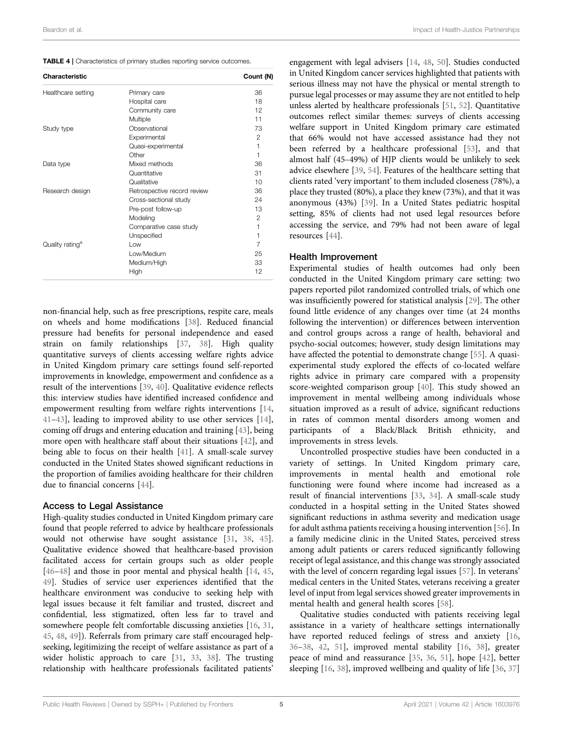**TABLE 4** | Characteristics of primary studies reporting service outcomes.

| Characteristic | | Count (N) |
|---|---|---|
| Healthcare setting | Primary care | 36 |
| | Hospital care | 18 |
| | Community care | 12 |
| | Multiple | 11 |
| Study type | Observational | 73 |
| | Experimental | 2 |
| | Quasi-experimental | 1 |
| | Other | 1 |
| Data type | Mixed methods | 36 |
| | Quantitative | 31 |
| | Qualitative | 10 |
| Research design | Retrospective record review | 36 |
| | Cross-sectional study | 24 |
| | Pre-post follow-up | 13 |
| | Modeling | 2 |
| | Comparative case study | 1 |
| | Unspecified | 1 |
| Quality rating[a] | Low | 7 |
| | Low/Medium | 25 |
| | Medium/High | 33 |
| | High | 12 |

non-financial help, such as free prescriptions, respite care, meals on wheels and home modifications [38]. Reduced financial pressure had benefits for personal independence and eased strain on family relationships [37, 38]. High quality quantitative surveys of clients accessing welfare rights advice in United Kingdom primary care settings found self-reported improvements in knowledge, empowerment and confidence as a result of the interventions [39, 40]. Qualitative evidence reflects this: interview studies have identified increased confidence and empowerment resulting from welfare rights interventions [14, 41–43], leading to improved ability to use other services [14], coming off drugs and entering education and training [43], being more open with healthcare staff about their situations [42], and being able to focus on their health [41]. A small-scale survey conducted in the United States showed significant reductions in the proportion of families avoiding healthcare for their children due to financial concerns [44].

### Access to Legal Assistance

High-quality studies conducted in United Kingdom primary care found that people referred to advice by healthcare professionals would not otherwise have sought assistance [31, 38, 45]. Qualitative evidence showed that healthcare-based provision facilitated access for certain groups such as older people [46–48] and those in poor mental and physical health [14, 45, 49]. Studies of service user experiences identified that the healthcare environment was conducive to seeking help with legal issues because it felt familiar and trusted, discreet and confidential, less stigmatized, often less far to travel and somewhere people felt comfortable discussing anxieties [16, 31, 45, 48, 49]). Referrals from primary care staff encouraged help-seeking, legitimizing the receipt of welfare assistance as part of a wider holistic approach to care [31, 33, 38]. The trusting relationship with healthcare professionals facilitated patients' engagement with legal advisers [14, 48, 50]. Studies conducted in United Kingdom cancer services highlighted that patients with serious illness may not have the physical or mental strength to pursue legal processes or may assume they are not entitled to help unless alerted by healthcare professionals [51, 52]. Quantitative outcomes reflect similar themes: surveys of clients accessing welfare support in United Kingdom primary care estimated that 66% would not have accessed assistance had they not been referred by a healthcare professional [53], and that almost half (45–49%) of HJP clients would be unlikely to seek advice elsewhere [39, 54]. Features of the healthcare setting that clients rated 'very important' to them included closeness (78%), a place they trusted (80%), a place they knew (73%), and that it was anonymous (43%) [39]. In a United States pediatric hospital setting, 85% of clients had not used legal resources before accessing the service, and 79% had not been aware of legal resources [44].

### Health Improvement

Experimental studies of health outcomes had only been conducted in the United Kingdom primary care setting: two papers reported pilot randomized controlled trials, of which one was insufficiently powered for statistical analysis [29]. The other found little evidence of any changes over time (at 24 months following the intervention) or differences between intervention and control groups across a range of health, behavioral and psycho-social outcomes; however, study design limitations may have affected the potential to demonstrate change [55]. A quasi-experimental study explored the effects of co-located welfare rights advice in primary care compared with a propensity score-weighted comparison group [40]. This study showed an improvement in mental wellbeing among individuals whose situation improved as a result of advice, significant reductions in rates of common mental disorders among women and participants of a Black/Black British ethnicity, and improvements in stress levels.

Uncontrolled prospective studies have been conducted in a variety of settings. In United Kingdom primary care, improvements in mental health and emotional role functioning were found where income had increased as a result of financial interventions [33, 34]. A small-scale study conducted in a hospital setting in the United States showed significant reductions in asthma severity and medication usage for adult asthma patients receiving a housing intervention [56]. In a family medicine clinic in the United States, perceived stress among adult patients or carers reduced significantly following receipt of legal assistance, and this change was strongly associated with the level of concern regarding legal issues [57]. In veterans' medical centers in the United States, veterans receiving a greater level of input from legal services showed greater improvements in mental health and general health scores [58].

Qualitative studies conducted with patients receiving legal assistance in a variety of healthcare settings internationally have reported reduced feelings of stress and anxiety [16, 36–38, 42, 51], improved mental stability [16, 38], greater peace of mind and reassurance [35, 36, 51], hope [42], better sleeping [16, 38], improved wellbeing and quality of life [36, 37]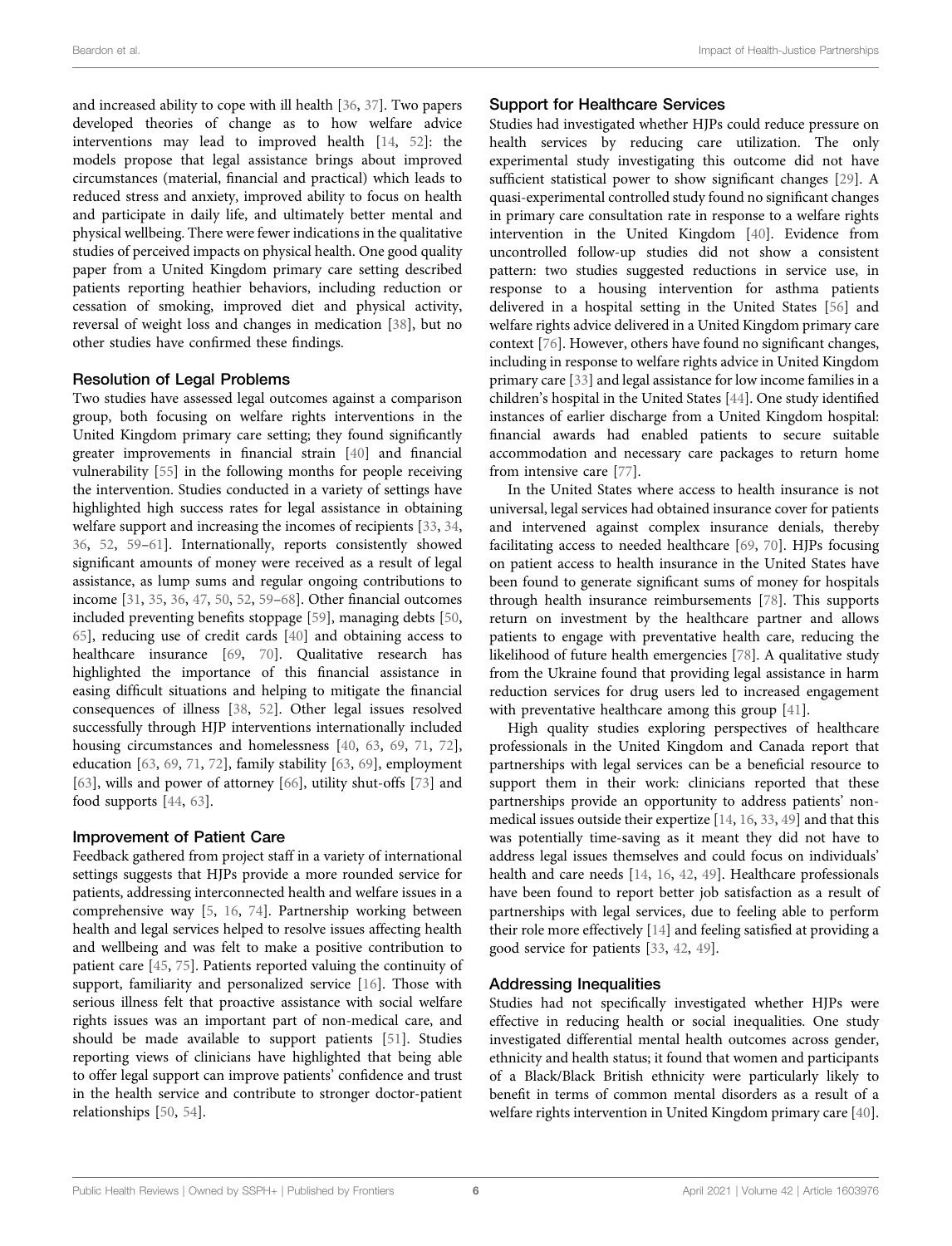and increased ability to cope with ill health [36, 37]. Two papers developed theories of change as to how welfare advice interventions may lead to improved health [14, 52]: the models propose that legal assistance brings about improved circumstances (material, financial and practical) which leads to reduced stress and anxiety, improved ability to focus on health and participate in daily life, and ultimately better mental and physical wellbeing. There were fewer indications in the qualitative studies of perceived impacts on physical health. One good quality paper from a United Kingdom primary care setting described patients reporting heathier behaviors, including reduction or cessation of smoking, improved diet and physical activity, reversal of weight loss and changes in medication [38], but no other studies have confirmed these findings.

### Resolution of Legal Problems

Two studies have assessed legal outcomes against a comparison group, both focusing on welfare rights interventions in the United Kingdom primary care setting; they found significantly greater improvements in financial strain [40] and financial vulnerability [55] in the following months for people receiving the intervention. Studies conducted in a variety of settings have highlighted high success rates for legal assistance in obtaining welfare support and increasing the incomes of recipients [33, 34, 36, 52, 59–61]. Internationally, reports consistently showed significant amounts of money were received as a result of legal assistance, as lump sums and regular ongoing contributions to income [31, 35, 36, 47, 50, 52, 59–68]. Other financial outcomes included preventing benefits stoppage [59], managing debts [50, 65], reducing use of credit cards [40] and obtaining access to healthcare insurance [69, 70]. Qualitative research has highlighted the importance of this financial assistance in easing difficult situations and helping to mitigate the financial consequences of illness [38, 52]. Other legal issues resolved successfully through HJP interventions internationally included housing circumstances and homelessness [40, 63, 69, 71, 72], education [63, 69, 71, 72], family stability [63, 69], employment [63], wills and power of attorney [66], utility shut-offs [73] and food supports [44, 63].

### Improvement of Patient Care

Feedback gathered from project staff in a variety of international settings suggests that HJPs provide a more rounded service for patients, addressing interconnected health and welfare issues in a comprehensive way [5, 16, 74]. Partnership working between health and legal services helped to resolve issues affecting health and wellbeing and was felt to make a positive contribution to patient care [45, 75]. Patients reported valuing the continuity of support, familiarity and personalized service [16]. Those with serious illness felt that proactive assistance with social welfare rights issues was an important part of non-medical care, and should be made available to support patients [51]. Studies reporting views of clinicians have highlighted that being able to offer legal support can improve patients' confidence and trust in the health service and contribute to stronger doctor-patient relationships [50, 54].

### Support for Healthcare Services

Studies had investigated whether HJPs could reduce pressure on health services by reducing care utilization. The only experimental study investigating this outcome did not have sufficient statistical power to show significant changes [29]. A quasi-experimental controlled study found no significant changes in primary care consultation rate in response to a welfare rights intervention in the United Kingdom [40]. Evidence from uncontrolled follow-up studies did not show a consistent pattern: two studies suggested reductions in service use, in response to a housing intervention for asthma patients delivered in a hospital setting in the United States [56] and welfare rights advice delivered in a United Kingdom primary care context [76]. However, others have found no significant changes, including in response to welfare rights advice in United Kingdom primary care [33] and legal assistance for low income families in a children's hospital in the United States [44]. One study identified instances of earlier discharge from a United Kingdom hospital: financial awards had enabled patients to secure suitable accommodation and necessary care packages to return home from intensive care [77].

In the United States where access to health insurance is not universal, legal services had obtained insurance cover for patients and intervened against complex insurance denials, thereby facilitating access to needed healthcare [69, 70]. HJPs focusing on patient access to health insurance in the United States have been found to generate significant sums of money for hospitals through health insurance reimbursements [78]. This supports return on investment by the healthcare partner and allows patients to engage with preventative health care, reducing the likelihood of future health emergencies [78]. A qualitative study from the Ukraine found that providing legal assistance in harm reduction services for drug users led to increased engagement with preventative healthcare among this group [41].

High quality studies exploring perspectives of healthcare professionals in the United Kingdom and Canada report that partnerships with legal services can be a beneficial resource to support them in their work: clinicians reported that these partnerships provide an opportunity to address patients' non-medical issues outside their expertize [14, 16, 33, 49] and that this was potentially time-saving as it meant they did not have to address legal issues themselves and could focus on individuals' health and care needs [14, 16, 42, 49]. Healthcare professionals have been found to report better job satisfaction as a result of partnerships with legal services, due to feeling able to perform their role more effectively [14] and feeling satisfied at providing a good service for patients [33, 42, 49].

### Addressing Inequalities

Studies had not specifically investigated whether HJPs were effective in reducing health or social inequalities. One study investigated differential mental health outcomes across gender, ethnicity and health status; it found that women and participants of a Black/Black British ethnicity were particularly likely to benefit in terms of common mental disorders as a result of a welfare rights intervention in United Kingdom primary care [40].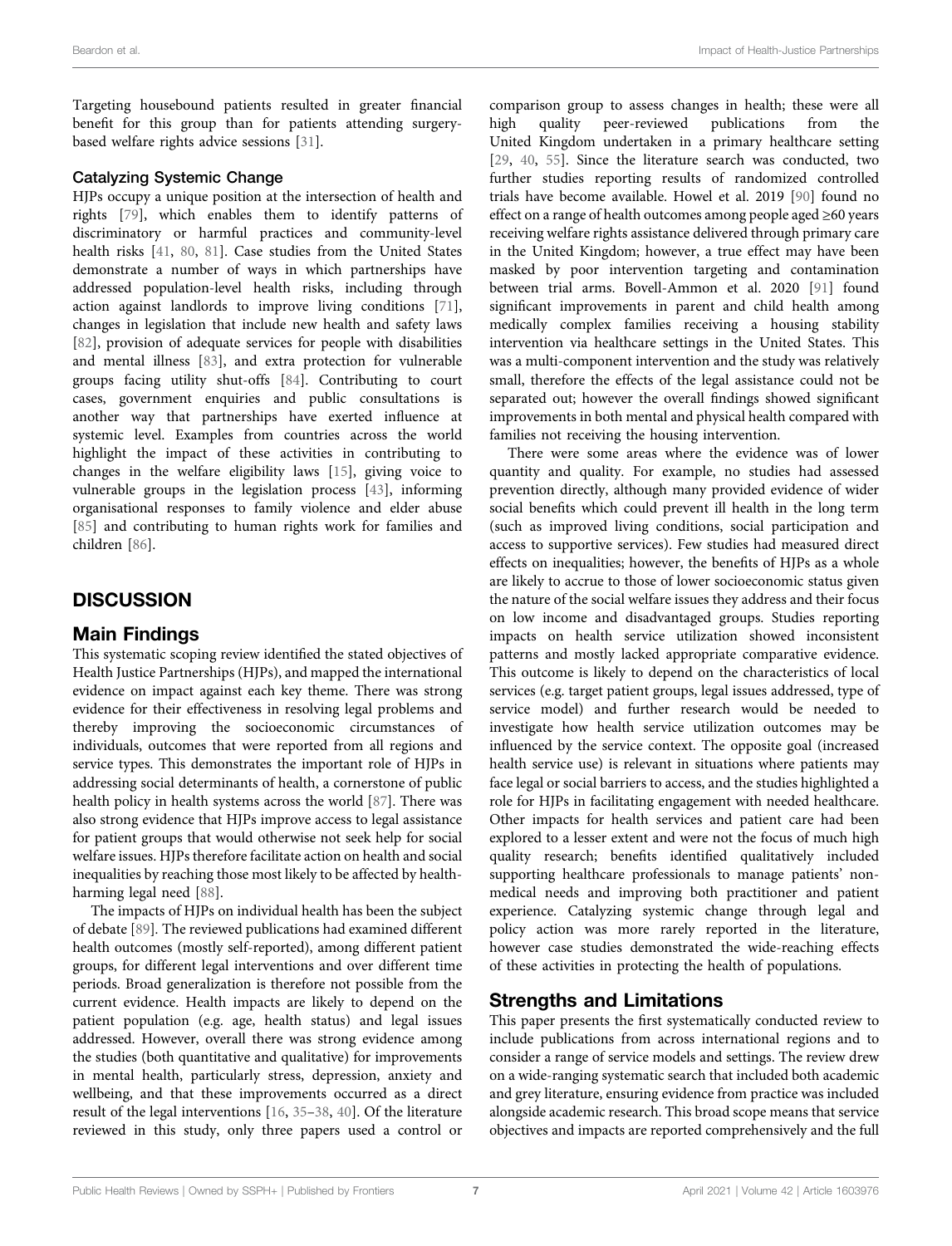Targeting housebound patients resulted in greater financial benefit for this group than for patients attending surgery-based welfare rights advice sessions [31].

### Catalyzing Systemic Change

HJPs occupy a unique position at the intersection of health and rights [79], which enables them to identify patterns of discriminatory or harmful practices and community-level health risks [41, 80, 81]. Case studies from the United States demonstrate a number of ways in which partnerships have addressed population-level health risks, including through action against landlords to improve living conditions [71], changes in legislation that include new health and safety laws [82], provision of adequate services for people with disabilities and mental illness [83], and extra protection for vulnerable groups facing utility shut-offs [84]. Contributing to court cases, government enquiries and public consultations is another way that partnerships have exerted influence at systemic level. Examples from countries across the world highlight the impact of these activities in contributing to changes in the welfare eligibility laws [15], giving voice to vulnerable groups in the legislation process [43], informing organisational responses to family violence and elder abuse [85] and contributing to human rights work for families and children [86].

# DISCUSSION

## Main Findings

This systematic scoping review identified the stated objectives of Health Justice Partnerships (HJPs), and mapped the international evidence on impact against each key theme. There was strong evidence for their effectiveness in resolving legal problems and thereby improving the socioeconomic circumstances of individuals, outcomes that were reported from all regions and service types. This demonstrates the important role of HJPs in addressing social determinants of health, a cornerstone of public health policy in health systems across the world [87]. There was also strong evidence that HJPs improve access to legal assistance for patient groups that would otherwise not seek help for social welfare issues. HJPs therefore facilitate action on health and social inequalities by reaching those most likely to be affected by health-harming legal need [88].

The impacts of HJPs on individual health has been the subject of debate [89]. The reviewed publications had examined different health outcomes (mostly self-reported), among different patient groups, for different legal interventions and over different time periods. Broad generalization is therefore not possible from the current evidence. Health impacts are likely to depend on the patient population (e.g. age, health status) and legal issues addressed. However, overall there was strong evidence among the studies (both quantitative and qualitative) for improvements in mental health, particularly stress, depression, anxiety and wellbeing, and that these improvements occurred as a direct result of the legal interventions [16, 35–38, 40]. Of the literature reviewed in this study, only three papers used a control or comparison group to assess changes in health; these were all high quality peer-reviewed publications from the United Kingdom undertaken in a primary healthcare setting [29, 40, 55]. Since the literature search was conducted, two further studies reporting results of randomized controlled trials have become available. Howel et al. 2019 [90] found no effect on a range of health outcomes among people aged ≥60 years receiving welfare rights assistance delivered through primary care in the United Kingdom; however, a true effect may have been masked by poor intervention targeting and contamination between trial arms. Bovell-Ammon et al. 2020 [91] found significant improvements in parent and child health among medically complex families receiving a housing stability intervention via healthcare settings in the United States. This was a multi-component intervention and the study was relatively small, therefore the effects of the legal assistance could not be separated out; however the overall findings showed significant improvements in both mental and physical health compared with families not receiving the housing intervention.

There were some areas where the evidence was of lower quantity and quality. For example, no studies had assessed prevention directly, although many provided evidence of wider social benefits which could prevent ill health in the long term (such as improved living conditions, social participation and access to supportive services). Few studies had measured direct effects on inequalities; however, the benefits of HJPs as a whole are likely to accrue to those of lower socioeconomic status given the nature of the social welfare issues they address and their focus on low income and disadvantaged groups. Studies reporting impacts on health service utilization showed inconsistent patterns and mostly lacked appropriate comparative evidence. This outcome is likely to depend on the characteristics of local services (e.g. target patient groups, legal issues addressed, type of service model) and further research would be needed to investigate how health service utilization outcomes may be influenced by the service context. The opposite goal (increased health service use) is relevant in situations where patients may face legal or social barriers to access, and the studies highlighted a role for HJPs in facilitating engagement with needed healthcare. Other impacts for health services and patient care had been explored to a lesser extent and were not the focus of much high quality research; benefits identified qualitatively included supporting healthcare professionals to manage patients' non-medical needs and improving both practitioner and patient experience. Catalyzing systemic change through legal and policy action was more rarely reported in the literature, however case studies demonstrated the wide-reaching effects of these activities in protecting the health of populations.

## Strengths and Limitations

This paper presents the first systematically conducted review to include publications from across international regions and to consider a range of service models and settings. The review drew on a wide-ranging systematic search that included both academic and grey literature, ensuring evidence from practice was included alongside academic research. This broad scope means that service objectives and impacts are reported comprehensively and the full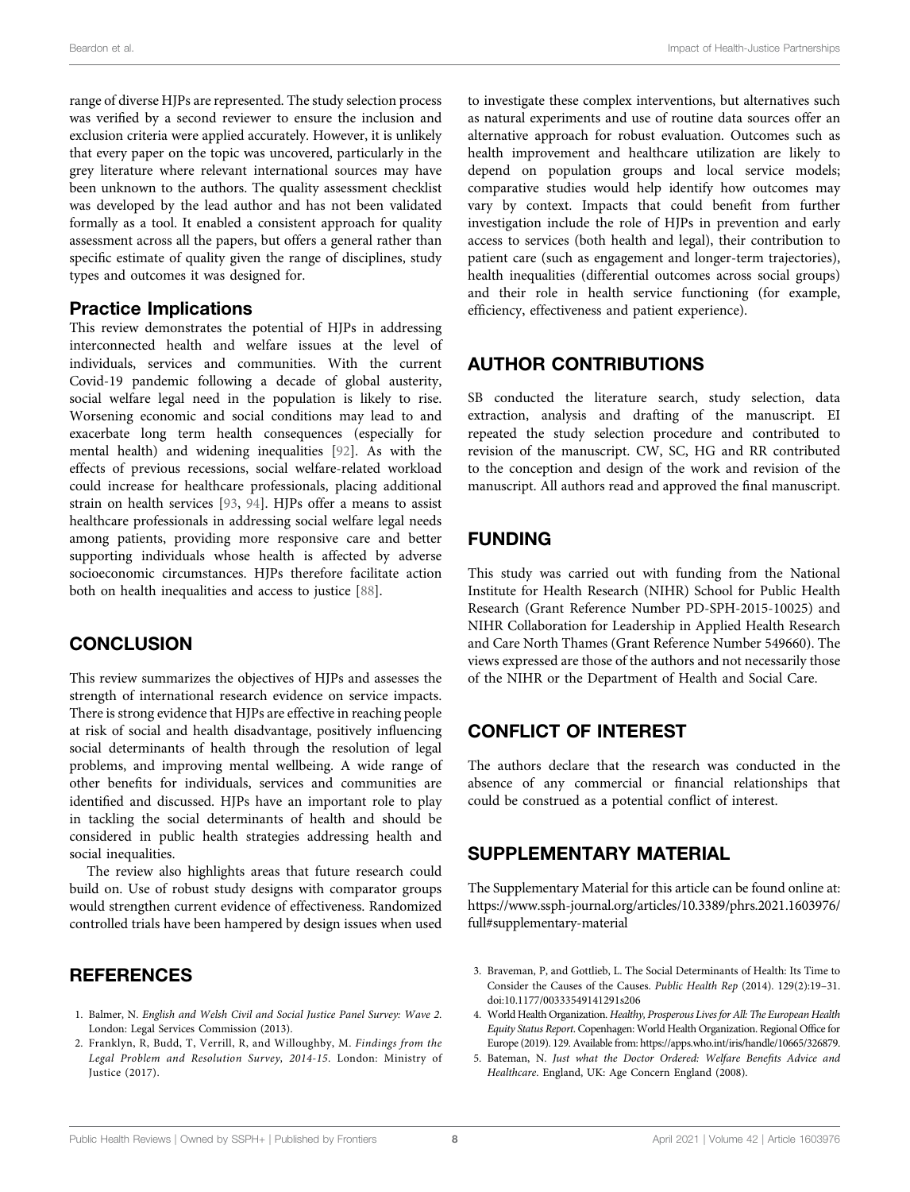range of diverse HJPs are represented. The study selection process was verified by a second reviewer to ensure the inclusion and exclusion criteria were applied accurately. However, it is unlikely that every paper on the topic was uncovered, particularly in the grey literature where relevant international sources may have been unknown to the authors. The quality assessment checklist was developed by the lead author and has not been validated formally as a tool. It enabled a consistent approach for quality assessment across all the papers, but offers a general rather than specific estimate of quality given the range of disciplines, study types and outcomes it was designed for.

### Practice Implications

This review demonstrates the potential of HJPs in addressing interconnected health and welfare issues at the level of individuals, services and communities. With the current Covid-19 pandemic following a decade of global austerity, social welfare legal need in the population is likely to rise. Worsening economic and social conditions may lead to and exacerbate long term health consequences (especially for mental health) and widening inequalities [92]. As with the effects of previous recessions, social welfare-related workload could increase for healthcare professionals, placing additional strain on health services [93, 94]. HJPs offer a means to assist healthcare professionals in addressing social welfare legal needs among patients, providing more responsive care and better supporting individuals whose health is affected by adverse socioeconomic circumstances. HJPs therefore facilitate action both on health inequalities and access to justice [88].

## CONCLUSION

This review summarizes the objectives of HJPs and assesses the strength of international research evidence on service impacts. There is strong evidence that HJPs are effective in reaching people at risk of social and health disadvantage, positively influencing social determinants of health through the resolution of legal problems, and improving mental wellbeing. A wide range of other benefits for individuals, services and communities are identified and discussed. HJPs have an important role to play in tackling the social determinants of health and should be considered in public health strategies addressing health and social inequalities.

The review also highlights areas that future research could build on. Use of robust study designs with comparator groups would strengthen current evidence of effectiveness. Randomized controlled trials have been hampered by design issues when used to investigate these complex interventions, but alternatives such as natural experiments and use of routine data sources offer an alternative approach for robust evaluation. Outcomes such as health improvement and healthcare utilization are likely to depend on population groups and local service models; comparative studies would help identify how outcomes may vary by context. Impacts that could benefit from further investigation include the role of HJPs in prevention and early access to services (both health and legal), their contribution to patient care (such as engagement and longer-term trajectories), health inequalities (differential outcomes across social groups) and their role in health service functioning (for example, efficiency, effectiveness and patient experience).

## AUTHOR CONTRIBUTIONS

SB conducted the literature search, study selection, data extraction, analysis and drafting of the manuscript. EI repeated the study selection procedure and contributed to revision of the manuscript. CW, SC, HG and RR contributed to the conception and design of the work and revision of the manuscript. All authors read and approved the final manuscript.

## FUNDING

This study was carried out with funding from the National Institute for Health Research (NIHR) School for Public Health Research (Grant Reference Number PD-SPH-2015-10025) and NIHR Collaboration for Leadership in Applied Health Research and Care North Thames (Grant Reference Number 549660). The views expressed are those of the authors and not necessarily those of the NIHR or the Department of Health and Social Care.

## CONFLICT OF INTEREST

The authors declare that the research was conducted in the absence of any commercial or financial relationships that could be construed as a potential conflict of interest.

## SUPPLEMENTARY MATERIAL

The Supplementary Material for this article can be found online at: https://www.ssph-journal.org/articles/10.3389/phrs.2021.1603976/full#supplementary-material

## REFERENCES

1. Balmer, N. *English and Welsh Civil and Social Justice Panel Survey: Wave 2*. London: Legal Services Commission (2013).
2. Franklyn, R, Budd, T, Verrill, R, and Willoughby, M. *Findings from the Legal Problem and Resolution Survey, 2014-15*. London: Ministry of Justice (2017).
3. Braveman, P, and Gottlieb, L. The Social Determinants of Health: Its Time to Consider the Causes of the Causes. *Public Health Rep* (2014). 129(2):19–31. doi:10.1177/00333549141291s206
4. World Health Organization. *Healthy, Prosperous Lives for All: The European Health Equity Status Report*. Copenhagen: World Health Organization. Regional Office for Europe (2019). 129. Available from: https://apps.who.int/iris/handle/10665/326879.
5. Bateman, N. *Just what the Doctor Ordered: Welfare Benefits Advice and Healthcare*. England, UK: Age Concern England (2008).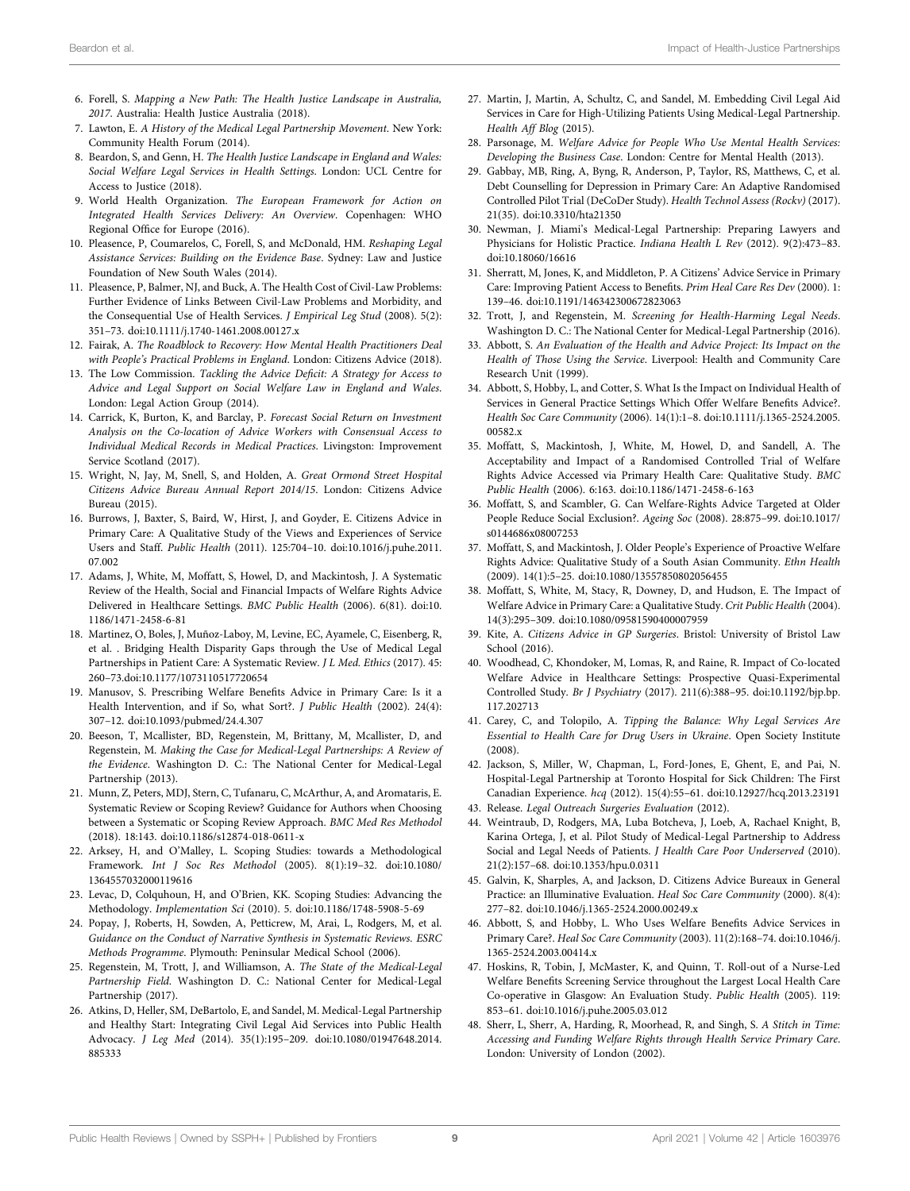6. Forell, S. *Mapping a New Path: The Health Justice Landscape in Australia, 2017*. Australia: Health Justice Australia (2018).
7. Lawton, E. *A History of the Medical Legal Partnership Movement*. New York: Community Health Forum (2014).
8. Beardon, S, and Genn, H. *The Health Justice Landscape in England and Wales: Social Welfare Legal Services in Health Settings*. London: UCL Centre for Access to Justice (2018).
9. World Health Organization. *The European Framework for Action on Integrated Health Services Delivery: An Overview*. Copenhagen: WHO Regional Office for Europe (2016).
10. Pleasence, P, Coumarelos, C, Forell, S, and McDonald, HM. *Reshaping Legal Assistance Services: Building on the Evidence Base*. Sydney: Law and Justice Foundation of New South Wales (2014).
11. Pleasence, P, Balmer, NJ, and Buck, A. The Health Cost of Civil-Law Problems: Further Evidence of Links Between Civil-Law Problems and Morbidity, and the Consequential Use of Health Services. *J Empirical Leg Stud* (2008). 5(2): 351–73. doi:10.1111/j.1740-1461.2008.00127.x
12. Fairak, A. *The Roadblock to Recovery: How Mental Health Practitioners Deal with People's Practical Problems in England*. London: Citizens Advice (2018).
13. The Low Commission. *Tackling the Advice Deficit: A Strategy for Access to Advice and Legal Support on Social Welfare Law in England and Wales*. London: Legal Action Group (2014).
14. Carrick, K, Burton, K, and Barclay, P. *Forecast Social Return on Investment Analysis on the Co-location of Advice Workers with Consensual Access to Individual Medical Records in Medical Practices*. Livingston: Improvement Service Scotland (2017).
15. Wright, N, Jay, M, Snell, S, and Holden, A. *Great Ormond Street Hospital Citizens Advice Bureau Annual Report 2014/15*. London: Citizens Advice Bureau (2015).
16. Burrows, J, Baxter, S, Baird, W, Hirst, J, and Goyder, E. Citizens Advice in Primary Care: A Qualitative Study of the Views and Experiences of Service Users and Staff. *Public Health* (2011). 125:704–10. doi:10.1016/j.puhe.2011.07.002
17. Adams, J, White, M, Moffatt, S, Howel, D, and Mackintosh, J. A Systematic Review of the Health, Social and Financial Impacts of Welfare Rights Advice Delivered in Healthcare Settings. *BMC Public Health* (2006). 6(81). doi:10.1186/1471-2458-6-81
18. Martinez, O, Boles, J, Muñoz-Laboy, M, Levine, EC, Ayamele, C, Eisenberg, R, et al. . Bridging Health Disparity Gaps through the Use of Medical Legal Partnerships in Patient Care: A Systematic Review. *J L Med. Ethics* (2017). 45: 260–73.doi:10.1177/1073110517720654
19. Manusov, S. Prescribing Welfare Benefits Advice in Primary Care: Is it a Health Intervention, and if So, what Sort?. *J Public Health* (2002). 24(4): 307–12. doi:10.1093/pubmed/24.4.307
20. Beeson, T, Mcallister, BD, Regenstein, M, Brittany, M, Mcallister, D, and Regenstein, M. *Making the Case for Medical-Legal Partnerships: A Review of the Evidence*. Washington D. C.: The National Center for Medical-Legal Partnership (2013).
21. Munn, Z, Peters, MDJ, Stern, C, Tufanaru, C, McArthur, A, and Aromataris, E. Systematic Review or Scoping Review? Guidance for Authors when Choosing between a Systematic or Scoping Review Approach. *BMC Med Res Methodol* (2018). 18:143. doi:10.1186/s12874-018-0611-x
22. Arksey, H, and O'Malley, L. Scoping Studies: towards a Methodological Framework. *Int J Soc Res Methodol* (2005). 8(1):19–32. doi:10.1080/1364557032000119616
23. Levac, D, Colquhoun, H, and O'Brien, KK. Scoping Studies: Advancing the Methodology. *Implementation Sci* (2010). 5. doi:10.1186/1748-5908-5-69
24. Popay, J, Roberts, H, Sowden, A, Petticrew, M, Arai, L, Rodgers, M, et al. *Guidance on the Conduct of Narrative Synthesis in Systematic Reviews. ESRC Methods Programme*. Plymouth: Peninsular Medical School (2006).
25. Regenstein, M, Trott, J, and Williamson, A. *The State of the Medical-Legal Partnership Field*. Washington D. C.: National Center for Medical-Legal Partnership (2017).
26. Atkins, D, Heller, SM, DeBartolo, E, and Sandel, M. Medical-Legal Partnership and Healthy Start: Integrating Civil Legal Aid Services into Public Health Advocacy. *J Leg Med* (2014). 35(1):195–209. doi:10.1080/01947648.2014.885333
27. Martin, J, Martin, A, Schultz, C, and Sandel, M. Embedding Civil Legal Aid Services in Care for High-Utilizing Patients Using Medical-Legal Partnership. *Health Aff Blog* (2015).
28. Parsonage, M. *Welfare Advice for People Who Use Mental Health Services: Developing the Business Case*. London: Centre for Mental Health (2013).
29. Gabbay, MB, Ring, A, Byng, R, Anderson, P, Taylor, RS, Matthews, C, et al. Debt Counselling for Depression in Primary Care: An Adaptive Randomised Controlled Pilot Trial (DeCoDer Study). *Health Technol Assess (Rockv)* (2017). 21(35). doi:10.3310/hta21350
30. Newman, J. Miami's Medical-Legal Partnership: Preparing Lawyers and Physicians for Holistic Practice. *Indiana Health L Rev* (2012). 9(2):473–83. doi:10.18060/16616
31. Sherratt, M, Jones, K, and Middleton, P. A Citizens' Advice Service in Primary Care: Improving Patient Access to Benefits. *Prim Heal Care Res Dev* (2000). 1: 139–46. doi:10.1191/146342300672823063
32. Trott, J, and Regenstein, M. *Screening for Health-Harming Legal Needs*. Washington D. C.: The National Center for Medical-Legal Partnership (2016).
33. Abbott, S. *An Evaluation of the Health and Advice Project: Its Impact on the Health of Those Using the Service*. Liverpool: Health and Community Care Research Unit (1999).
34. Abbott, S, Hobby, L, and Cotter, S. What Is the Impact on Individual Health of Services in General Practice Settings Which Offer Welfare Benefits Advice?. *Health Soc Care Community* (2006). 14(1):1–8. doi:10.1111/j.1365-2524.2005.00582.x
35. Moffatt, S, Mackintosh, J, White, M, Howel, D, and Sandell, A. The Acceptability and Impact of a Randomised Controlled Trial of Welfare Rights Advice Accessed via Primary Health Care: Qualitative Study. *BMC Public Health* (2006). 6:163. doi:10.1186/1471-2458-6-163
36. Moffatt, S, and Scambler, G. Can Welfare-Rights Advice Targeted at Older People Reduce Social Exclusion?. *Ageing Soc* (2008). 28:875–99. doi:10.1017/s0144686x08007253
37. Moffatt, S, and Mackintosh, J. Older People's Experience of Proactive Welfare Rights Advice: Qualitative Study of a South Asian Community. *Ethn Health* (2009). 14(1):5–25. doi:10.1080/13557850802056455
38. Moffatt, S, White, M, Stacy, R, Downey, D, and Hudson, E. The Impact of Welfare Advice in Primary Care: a Qualitative Study. *Crit Public Health* (2004). 14(3):295–309. doi:10.1080/09581590400007959
39. Kite, A. *Citizens Advice in GP Surgeries*. Bristol: University of Bristol Law School (2016).
40. Woodhead, C, Khondoker, M, Lomas, R, and Raine, R. Impact of Co-located Welfare Advice in Healthcare Settings: Prospective Quasi-Experimental Controlled Study. *Br J Psychiatry* (2017). 211(6):388–95. doi:10.1192/bjp.bp.117.202713
41. Carey, C, and Tolopilo, A. *Tipping the Balance: Why Legal Services Are Essential to Health Care for Drug Users in Ukraine*. Open Society Institute (2008).
42. Jackson, S, Miller, W, Chapman, L, Ford-Jones, E, Ghent, E, and Pai, N. Hospital-Legal Partnership at Toronto Hospital for Sick Children: The First Canadian Experience. *hcq* (2012). 15(4):55–61. doi:10.12927/hcq.2013.23191
43. Release. *Legal Outreach Surgeries Evaluation* (2012).
44. Weintraub, D, Rodgers, MA, Luba Botcheva, J, Loeb, A, Rachael Knight, B, Karina Ortega, J, et al. Pilot Study of Medical-Legal Partnership to Address Social and Legal Needs of Patients. *J Health Care Poor Underserved* (2010). 21(2):157–68. doi:10.1353/hpu.0.0311
45. Galvin, K, Sharples, A, and Jackson, D. Citizens Advice Bureaux in General Practice: an Illuminative Evaluation. *Heal Soc Care Community* (2000). 8(4): 277–82. doi:10.1046/j.1365-2524.2000.00249.x
46. Abbott, S, and Hobby, L. Who Uses Welfare Benefits Advice Services in Primary Care?. *Heal Soc Care Community* (2003). 11(2):168–74. doi:10.1046/j.1365-2524.2003.00414.x
47. Hoskins, R, Tobin, J, McMaster, K, and Quinn, T. Roll-out of a Nurse-Led Welfare Benefits Screening Service throughout the Largest Local Health Care Co-operative in Glasgow: An Evaluation Study. *Public Health* (2005). 119: 853–61. doi:10.1016/j.puhe.2005.03.012
48. Sherr, L, Sherr, A, Harding, R, Moorhead, R, and Singh, S. *A Stitch in Time: Accessing and Funding Welfare Rights through Health Service Primary Care*. London: University of London (2002).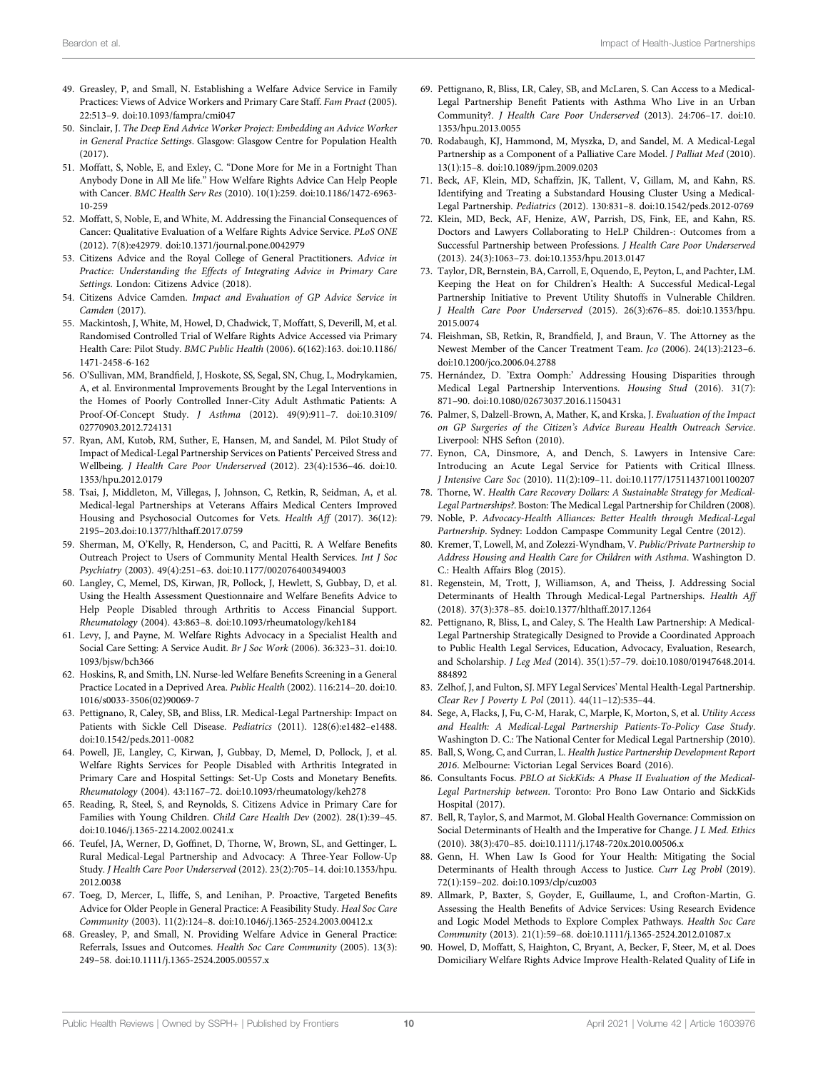49. Greasley, P, and Small, N. Establishing a Welfare Advice Service in Family Practices: Views of Advice Workers and Primary Care Staff. *Fam Pract* (2005). 22:513–9. doi:10.1093/fampra/cmi047
50. Sinclair, J. *The Deep End Advice Worker Project: Embedding an Advice Worker in General Practice Settings*. Glasgow: Glasgow Centre for Population Health (2017).
51. Moffatt, S, Noble, E, and Exley, C. "Done More for Me in a Fortnight Than Anybody Done in All Me life." How Welfare Rights Advice Can Help People with Cancer. *BMC Health Serv Res* (2010). 10(1):259. doi:10.1186/1472-6963-10-259
52. Moffatt, S, Noble, E, and White, M. Addressing the Financial Consequences of Cancer: Qualitative Evaluation of a Welfare Rights Advice Service. *PLoS ONE* (2012). 7(8):e42979. doi:10.1371/journal.pone.0042979
53. Citizens Advice and the Royal College of General Practitioners. *Advice in Practice: Understanding the Effects of Integrating Advice in Primary Care Settings*. London: Citizens Advice (2018).
54. Citizens Advice Camden. *Impact and Evaluation of GP Advice Service in Camden* (2017).
55. Mackintosh, J, White, M, Howel, D, Chadwick, T, Moffatt, S, Deverill, M, et al. Randomised Controlled Trial of Welfare Rights Advice Accessed via Primary Health Care: Pilot Study. *BMC Public Health* (2006). 6(162):163. doi:10.1186/1471-2458-6-162
56. O'Sullivan, MM, Brandfield, J, Hoskote, SS, Segal, SN, Chug, L, Modrykamien, A, et al. Environmental Improvements Brought by the Legal Interventions in the Homes of Poorly Controlled Inner-City Adult Asthmatic Patients: A Proof-Of-Concept Study. *J Asthma* (2012). 49(9):911–7. doi:10.3109/02770903.2012.724131
57. Ryan, AM, Kutob, RM, Suther, E, Hansen, M, and Sandel, M. Pilot Study of Impact of Medical-Legal Partnership Services on Patients' Perceived Stress and Wellbeing. *J Health Care Poor Underserved* (2012). 23(4):1536–46. doi:10.1353/hpu.2012.0179
58. Tsai, J, Middleton, M, Villegas, J, Johnson, C, Retkin, R, Seidman, A, et al. Medical-legal Partnerships at Veterans Affairs Medical Centers Improved Housing and Psychosocial Outcomes for Vets. *Health Aff* (2017). 36(12): 2195–203.doi:10.1377/hlthaff.2017.0759
59. Sherman, M, O'Kelly, R, Henderson, C, and Pacitti, R. A Welfare Benefits Outreach Project to Users of Community Mental Health Services. *Int J Soc Psychiatry* (2003). 49(4):251–63. doi:10.1177/0020764003494003
60. Langley, C, Memel, DS, Kirwan, JR, Pollock, J, Hewlett, S, Gubbay, D, et al. Using the Health Assessment Questionnaire and Welfare Benefits Advice to Help People Disabled through Arthritis to Access Financial Support. *Rheumatology* (2004). 43:863–8. doi:10.1093/rheumatology/keh184
61. Levy, J, and Payne, M. Welfare Rights Advocacy in a Specialist Health and Social Care Setting: A Service Audit. *Br J Soc Work* (2006). 36:323–31. doi:10.1093/bjsw/bch366
62. Hoskins, R, and Smith, LN. Nurse-led Welfare Benefits Screening in a General Practice Located in a Deprived Area. *Public Health* (2002). 116:214–20. doi:10.1016/s0033-3506(02)90069-7
63. Pettignano, R, Caley, SB, and Bliss, LR. Medical-Legal Partnership: Impact on Patients with Sickle Cell Disease. *Pediatrics* (2011). 128(6):e1482–e1488. doi:10.1542/peds.2011-0082
64. Powell, JE, Langley, C, Kirwan, J, Gubbay, D, Memel, D, Pollock, J, et al. Welfare Rights Services for People Disabled with Arthritis Integrated in Primary Care and Hospital Settings: Set-Up Costs and Monetary Benefits. *Rheumatology* (2004). 43:1167–72. doi:10.1093/rheumatology/keh278
65. Reading, R, Steel, S, and Reynolds, S. Citizens Advice in Primary Care for Families with Young Children. *Child Care Health Dev* (2002). 28(1):39–45. doi:10.1046/j.1365-2214.2002.00241.x
66. Teufel, JA, Werner, D, Goffinet, D, Thorne, W, Brown, SL, and Gettinger, L. Rural Medical-Legal Partnership and Advocacy: A Three-Year Follow-Up Study. *J Health Care Poor Underserved* (2012). 23(2):705–14. doi:10.1353/hpu.2012.0038
67. Toeg, D, Mercer, L, Iliffe, S, and Lenihan, P. Proactive, Targeted Benefits Advice for Older People in General Practice: A Feasibility Study. *Heal Soc Care Community* (2003). 11(2):124–8. doi:10.1046/j.1365-2524.2003.00412.x
68. Greasley, P, and Small, N. Providing Welfare Advice in General Practice: Referrals, Issues and Outcomes. *Health Soc Care Community* (2005). 13(3): 249–58. doi:10.1111/j.1365-2524.2005.00557.x
69. Pettignano, R, Bliss, LR, Caley, SB, and McLaren, S. Can Access to a Medical-Legal Partnership Benefit Patients with Asthma Who Live in an Urban Community?. *J Health Care Poor Underserved* (2013). 24:706–17. doi:10.1353/hpu.2013.0055
70. Rodabaugh, KJ, Hammond, M, Myszka, D, and Sandel, M. A Medical-Legal Partnership as a Component of a Palliative Care Model. *J Palliat Med* (2010). 13(1):15–8. doi:10.1089/jpm.2009.0203
71. Beck, AF, Klein, MD, Schaffzin, JK, Tallent, V, Gillam, M, and Kahn, RS. Identifying and Treating a Substandard Housing Cluster Using a Medical-Legal Partnership. *Pediatrics* (2012). 130:831–8. doi:10.1542/peds.2012-0769
72. Klein, MD, Beck, AF, Henize, AW, Parrish, DS, Fink, EE, and Kahn, RS. Doctors and Lawyers Collaborating to HeLP Children-: Outcomes from a Successful Partnership between Professions. *J Health Care Poor Underserved* (2013). 24(3):1063–73. doi:10.1353/hpu.2013.0147
73. Taylor, DR, Bernstein, BA, Carroll, E, Oquendo, E, Peyton, L, and Pachter, LM. Keeping the Heat on for Children's Health: A Successful Medical-Legal Partnership Initiative to Prevent Utility Shutoffs in Vulnerable Children. *J Health Care Poor Underserved* (2015). 26(3):676–85. doi:10.1353/hpu.2015.0074
74. Fleishman, SB, Retkin, R, Brandfield, J, and Braun, V. The Attorney as the Newest Member of the Cancer Treatment Team. *Jco* (2006). 24(13):2123–6. doi:10.1200/jco.2006.04.2788
75. Hernández, D. 'Extra Oomph:' Addressing Housing Disparities through Medical Legal Partnership Interventions. *Housing Stud* (2016). 31(7): 871–90. doi:10.1080/02673037.2016.1150431
76. Palmer, S, Dalzell-Brown, A, Mather, K, and Krska, J. *Evaluation of the Impact on GP Surgeries of the Citizen's Advice Bureau Health Outreach Service*. Liverpool: NHS Sefton (2010).
77. Eynon, CA, Dinsmore, A, and Dench, S. Lawyers in Intensive Care: Introducing an Acute Legal Service for Patients with Critical Illness. *J Intensive Care Soc* (2010). 11(2):109–11. doi:10.1177/175114371001100207
78. Thorne, W. *Health Care Recovery Dollars: A Sustainable Strategy for Medical-Legal Partnerships?*. Boston: The Medical Legal Partnership for Children (2008).
79. Noble, P. *Advocacy-Health Alliances: Better Health through Medical-Legal Partnership*. Sydney: Loddon Campaspe Community Legal Centre (2012).
80. Kremer, T, Lowell, M, and Zolezzi-Wyndham, V. *Public/Private Partnership to Address Housing and Health Care for Children with Asthma*. Washington D. C.: Health Affairs Blog (2015).
81. Regenstein, M, Trott, J, Williamson, A, and Theiss, J. Addressing Social Determinants of Health Through Medical-Legal Partnerships. *Health Aff* (2018). 37(3):378–85. doi:10.1377/hlthaff.2017.1264
82. Pettignano, R, Bliss, L, and Caley, S. The Health Law Partnership: A Medical-Legal Partnership Strategically Designed to Provide a Coordinated Approach to Public Health Legal Services, Education, Advocacy, Evaluation, Research, and Scholarship. *J Leg Med* (2014). 35(1):57–79. doi:10.1080/01947648.2014.884892
83. Zelhof, J, and Fulton, SJ. MFY Legal Services' Mental Health-Legal Partnership. *Clear Rev J Poverty L Pol* (2011). 44(11–12):535–44.
84. Sege, A, Flacks, J, Fu, C-M, Harak, C, Marple, K, Morton, S, et al. *Utility Access and Health: A Medical-Legal Partnership Patients-To-Policy Case Study*. Washington D. C.: The National Center for Medical Legal Partnership (2010).
85. Ball, S, Wong, C, and Curran, L. *Health Justice Partnership Development Report 2016*. Melbourne: Victorian Legal Services Board (2016).
86. Consultants Focus. *PBLO at SickKids: A Phase II Evaluation of the Medical-Legal Partnership between*. Toronto: Pro Bono Law Ontario and SickKids Hospital (2017).
87. Bell, R, Taylor, S, and Marmot, M. Global Health Governance: Commission on Social Determinants of Health and the Imperative for Change. *J L Med. Ethics* (2010). 38(3):470–85. doi:10.1111/j.1748-720x.2010.00506.x
88. Genn, H. When Law Is Good for Your Health: Mitigating the Social Determinants of Health through Access to Justice. *Curr Leg Probl* (2019). 72(1):159–202. doi:10.1093/clp/cuz003
89. Allmark, P, Baxter, S, Goyder, E, Guillaume, L, and Crofton-Martin, G. Assessing the Health Benefits of Advice Services: Using Research Evidence and Logic Model Methods to Explore Complex Pathways. *Health Soc Care Community* (2013). 21(1):59–68. doi:10.1111/j.1365-2524.2012.01087.x
90. Howel, D, Moffatt, S, Haighton, C, Bryant, A, Becker, F, Steer, M, et al. Does Domiciliary Welfare Rights Advice Improve Health-Related Quality of Life in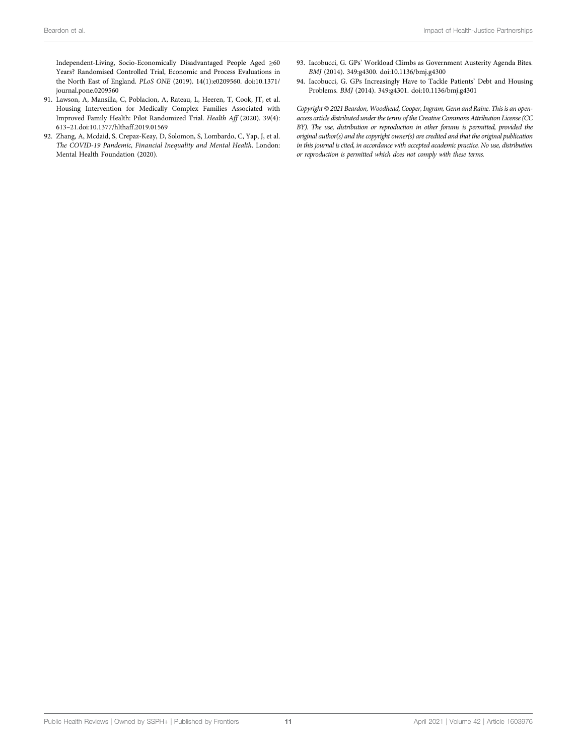Independent-Living, Socio-Economically Disadvantaged People Aged ≥60 Years? Randomised Controlled Trial, Economic and Process Evaluations in the North East of England. *PLoS ONE* (2019). 14(1):e0209560. doi:10.1371/journal.pone.0209560

91. Lawson, A, Mansilla, C, Poblacion, A, Rateau, L, Heeren, T, Cook, JT, et al. Housing Intervention for Medically Complex Families Associated with Improved Family Health: Pilot Randomized Trial. *Health Aff* (2020). 39(4): 613–21.doi:10.1377/hlthaff.2019.01569
92. Zhang, A, Mcdaid, S, Crepaz-Keay, D, Solomon, S, Lombardo, C, Yap, J, et al. *The COVID-19 Pandemic, Financial Inequality and Mental Health*. London: Mental Health Foundation (2020).
93. Iacobucci, G. GPs' Workload Climbs as Government Austerity Agenda Bites. *BMJ* (2014). 349:g4300. doi:10.1136/bmj.g4300
94. Iacobucci, G. GPs Increasingly Have to Tackle Patients' Debt and Housing Problems. *BMJ* (2014). 349:g4301. doi:10.1136/bmj.g4301

*Copyright © 2021 Beardon, Woodhead, Cooper, Ingram, Genn and Raine. This is an open-access article distributed under the terms of the Creative Commons Attribution License (CC BY). The use, distribution or reproduction in other forums is permitted, provided the original author(s) and the copyright owner(s) are credited and that the original publication in this journal is cited, in accordance with accepted academic practice. No use, distribution or reproduction is permitted which does not comply with these terms.*